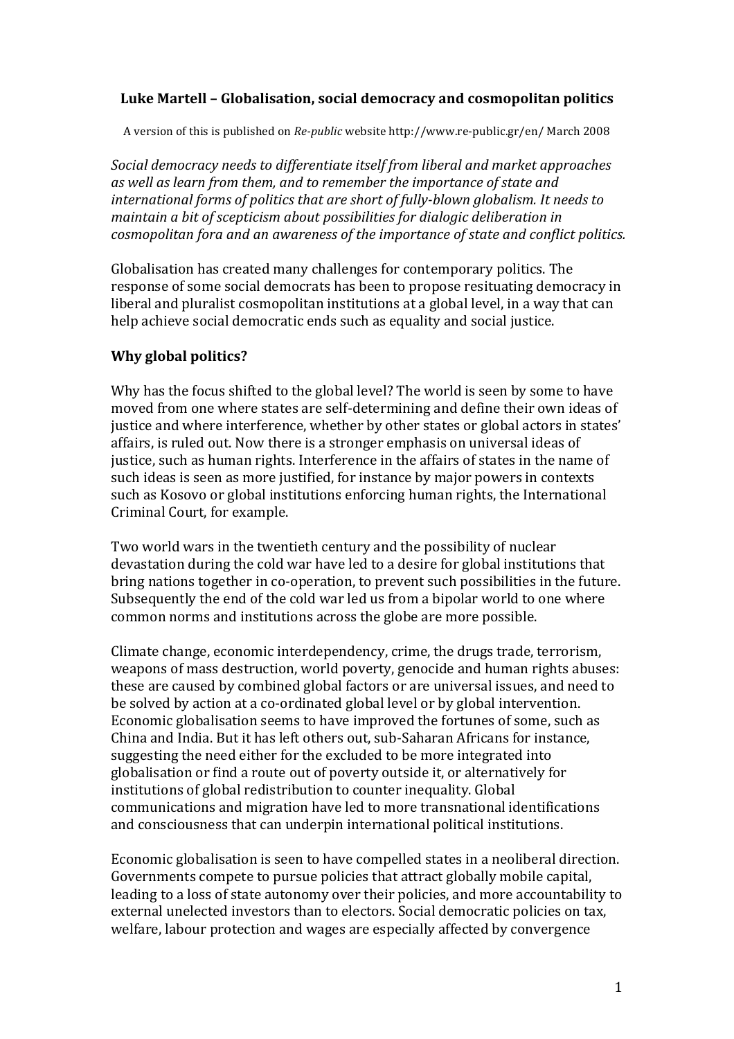# Luke Martell – Globalisation, social democracy and cosmopolitan politics

A version of this is published on *Re-public* website http://www.re-public.gr/en/ March 2008

*Social democracy needs to differentiate itself from liberal and market approaches as well as learn from them, and to remember the importance of state and international forms of politics that are short of fully-blown globalism. It needs to maintain a bit of scepticism about possibilities for dialogic deliberation in cosmopolitan fora and an awareness of the importance of state and conflict politics.*

Globalisation has created many challenges for contemporary politics. The response of some social democrats has been to propose resituating democracy in liberal and pluralist cosmopolitan institutions at a global level, in a way that can help achieve social democratic ends such as equality and social justice.

## Why global politics?

Why has the focus shifted to the global level? The world is seen by some to have moved from one where states are self-determining and define their own ideas of justice and where interference, whether by other states or global actors in states' affairs, is ruled out. Now there is a stronger emphasis on universal ideas of justice, such as human rights. Interference in the affairs of states in the name of such ideas is seen as more justified, for instance by major powers in contexts such as Kosovo or global institutions enforcing human rights, the International Criminal Court, for example.

Two world wars in the twentieth century and the possibility of nuclear devastation during the cold war have led to a desire for global institutions that bring nations together in co-operation, to prevent such possibilities in the future. Subsequently the end of the cold war led us from a bipolar world to one where common norms and institutions across the globe are more possible.

Climate change, economic interdependency, crime, the drugs trade, terrorism, weapons of mass destruction, world poverty, genocide and human rights abuses: these are caused by combined global factors or are universal issues, and need to be solved by action at a co-ordinated global level or by global intervention. Economic globalisation seems to have improved the fortunes of some, such as China and India. But it has left others out, sub-Saharan Africans for instance, suggesting the need either for the excluded to be more integrated into globalisation or find a route out of poverty outside it, or alternatively for institutions of global redistribution to counter inequality. Global communications and migration have led to more transnational identifications and consciousness that can underpin international political institutions.

Economic globalisation is seen to have compelled states in a neoliberal direction. Governments compete to pursue policies that attract globally mobile capital, leading to a loss of state autonomy over their policies, and more accountability to external unelected investors than to electors. Social democratic policies on tax, welfare, labour protection and wages are especially affected by convergence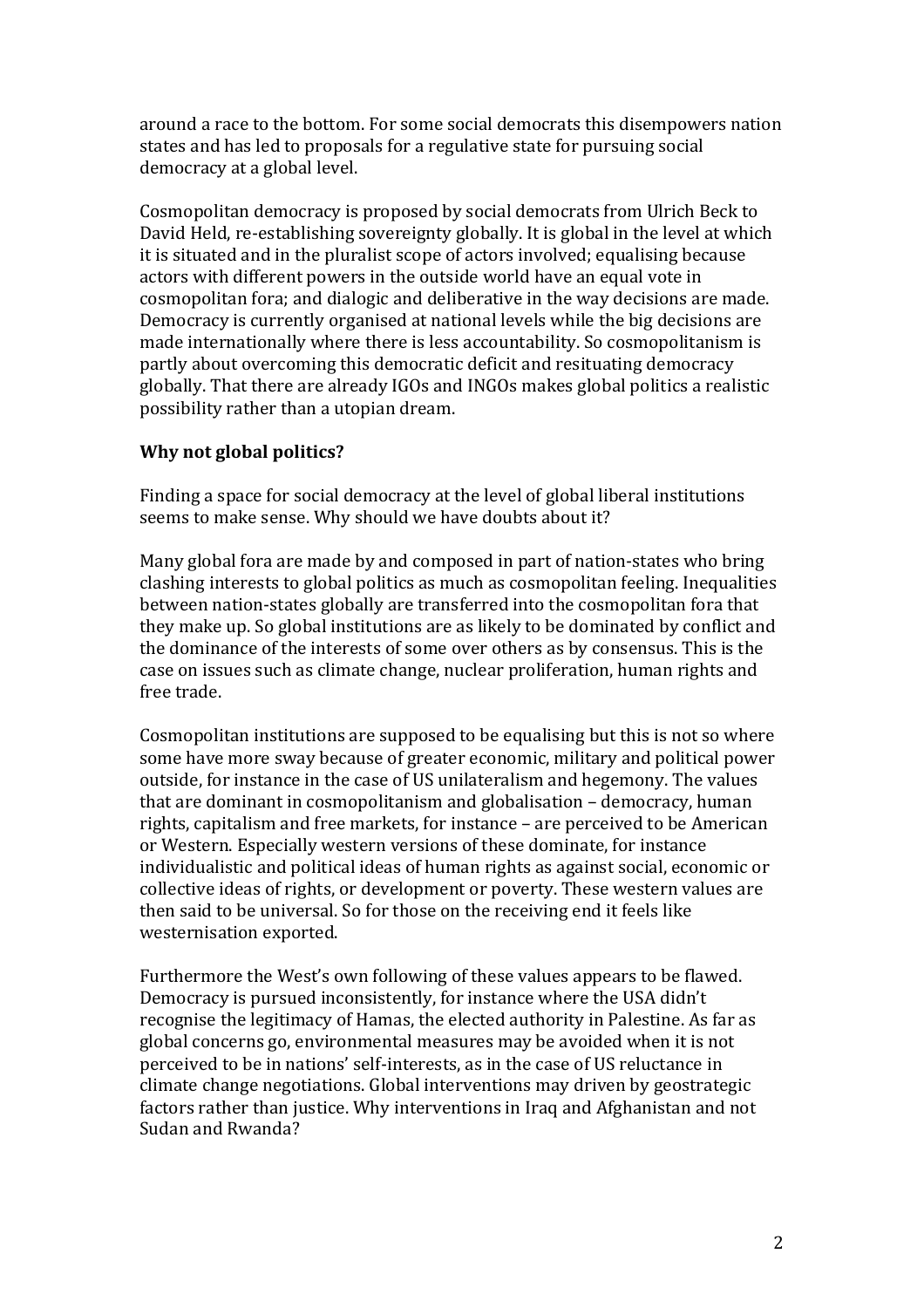around a race to the bottom. For some social democrats this disempowers nation states and has led to proposals for a regulative state for pursuing social democracy at a global level.

Cosmopolitan democracy is proposed by social democrats from Ulrich Beck to David Held, re-establishing sovereignty globally. It is global in the level at which it is situated and in the pluralist scope of actors involved; equalising because actors with different powers in the outside world have an equal vote in cosmopolitan fora; and dialogic and deliberative in the way decisions are made. Democracy is currently organised at national levels while the big decisions are made internationally where there is less accountability. So cosmopolitanism is partly about overcoming this democratic deficit and resituating democracy globally. That there are already IGOs and INGOs makes global politics a realistic possibility rather than a utopian dream.

**Why not global politics?**

Finding a space for social democracy at the level of global liberal institutions seems to make sense. Why should we have doubts about it?

Many global fora are made by and composed in part of nation-states who bring clashing interests to global politics as much as cosmopolitan feeling. Inequalities between nation-states globally are transferred into the cosmopolitan fora that they make up. So global institutions are as likely to be dominated by conflict and the dominance of the interests of some over others as by consensus. This is the case on issues such as climate change, nuclear proliferation, human rights and free trade.

Cosmopolitan institutions are supposed to be equalising but this is not so where some have more sway because of greater economic, military and political power outside, for instance in the case of US unilateralism and hegemony. The values that are dominant in cosmopolitanism and globalisation – democracy, human rights, capitalism and free markets, for instance – are perceived to be American or Western. Especially western versions of these dominate, for instance individualistic and political ideas of human rights as against social, economic or collective ideas of rights, or development or poverty. These western values are then said to be universal. So for those on the receiving end it feels like westernisation exported.

Furthermore the West's own following of these values appears to be flawed. Democracy is pursued inconsistently, for instance where the USA didn't recognise the legitimacy of Hamas, the elected authority in Palestine. As far as global concerns go, environmental measures may be avoided when it is not perceived to be in nations' self-interests, as in the case of US reluctance in climate change negotiations. Global interventions may driven by geostrategic factors rather than justice. Why interventions in Iraq and Afghanistan and not Sudan and Rwanda?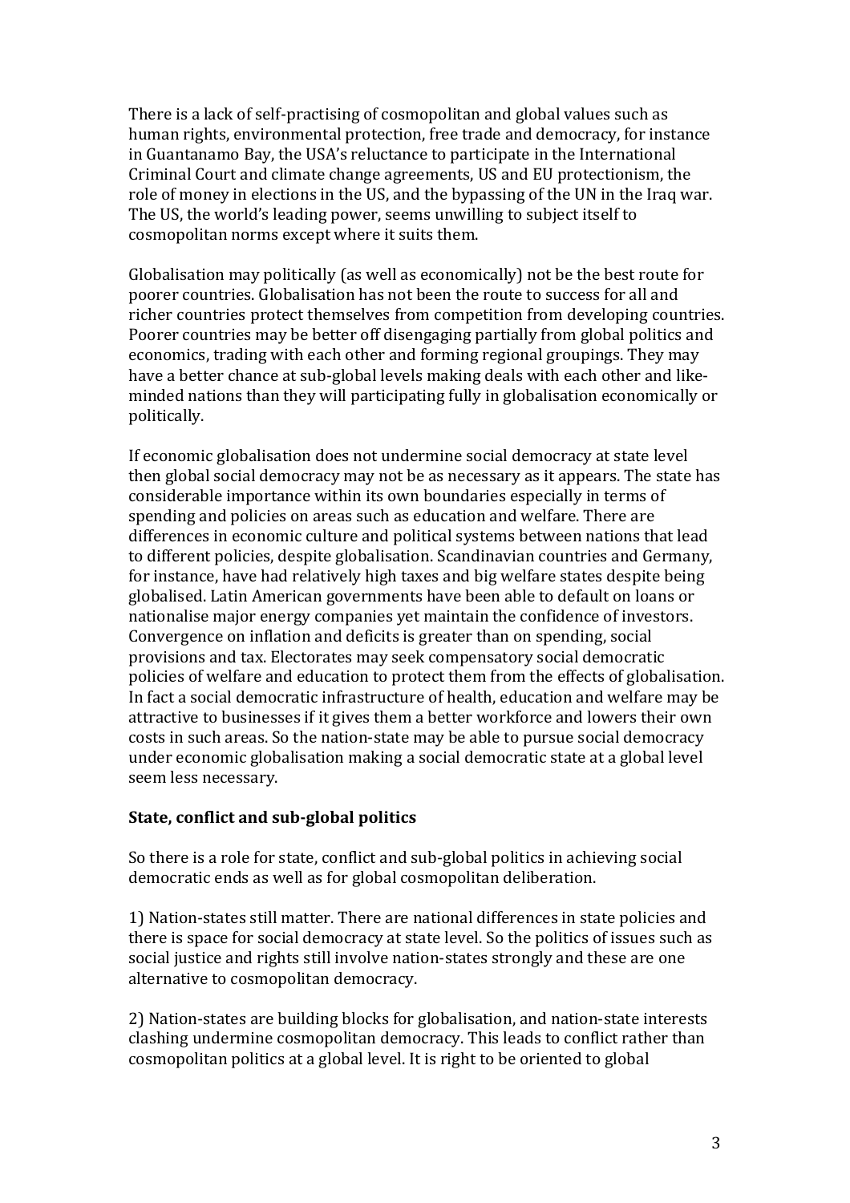There is a lack of self-practising of cosmopolitan and global values such as human rights, environmental protection, free trade and democracy, for instance in Guantanamo Bay, the USA's reluctance to participate in the International Criminal Court and climate change agreements, US and EU protectionism, the role of money in elections in the US, and the bypassing of the UN in the Iraq war. The US, the world's leading power, seems unwilling to subject itself to cosmopolitan norms except where it suits them.

Globalisation may politically (as well as economically) not be the best route for poorer countries. Globalisation has not been the route to success for all and richer countries protect themselves from competition from developing countries. Poorer countries may be better off disengaging partially from global politics and economics, trading with each other and forming regional groupings. They may have a better chance at sub-global levels making deals with each other and like-minded nations than they will participating fully in globalisation economically or politically.

If economic globalisation does not undermine social democracy at state level then global social democracy may not be as necessary as it appears. The state has considerable importance within its own boundaries especially in terms of spending and policies on areas such as education and welfare. There are differences in economic culture and political systems between nations that lead to different policies, despite globalisation. Scandinavian countries and Germany, for instance, have had relatively high taxes and big welfare states despite being globalised. Latin American governments have been able to default on loans or nationalise major energy companies yet maintain the confidence of investors. Convergence on inflation and deficits is greater than on spending, social provisions and tax. Electorates may seek compensatory social democratic policies of welfare and education to protect them from the effects of globalisation. In fact a social democratic infrastructure of health, education and welfare may be attractive to businesses if it gives them a better workforce and lowers their own costs in such areas. So the nation-state may be able to pursue social democracy under economic globalisation making a social democratic state at a global level seem less necessary.

**State, conflict and sub-global politics**

So there is a role for state, conflict and sub-global politics in achieving social democratic ends as well as for global cosmopolitan deliberation.

1) Nation-states still matter. There are national differences in state policies and there is space for social democracy at state level. So the politics of issues such as social justice and rights still involve nation-states strongly and these are one alternative to cosmopolitan democracy.

2) Nation-states are building blocks for globalisation, and nation-state interests clashing undermine cosmopolitan democracy. This leads to conflict rather than cosmopolitan politics at a global level. It is right to be oriented to global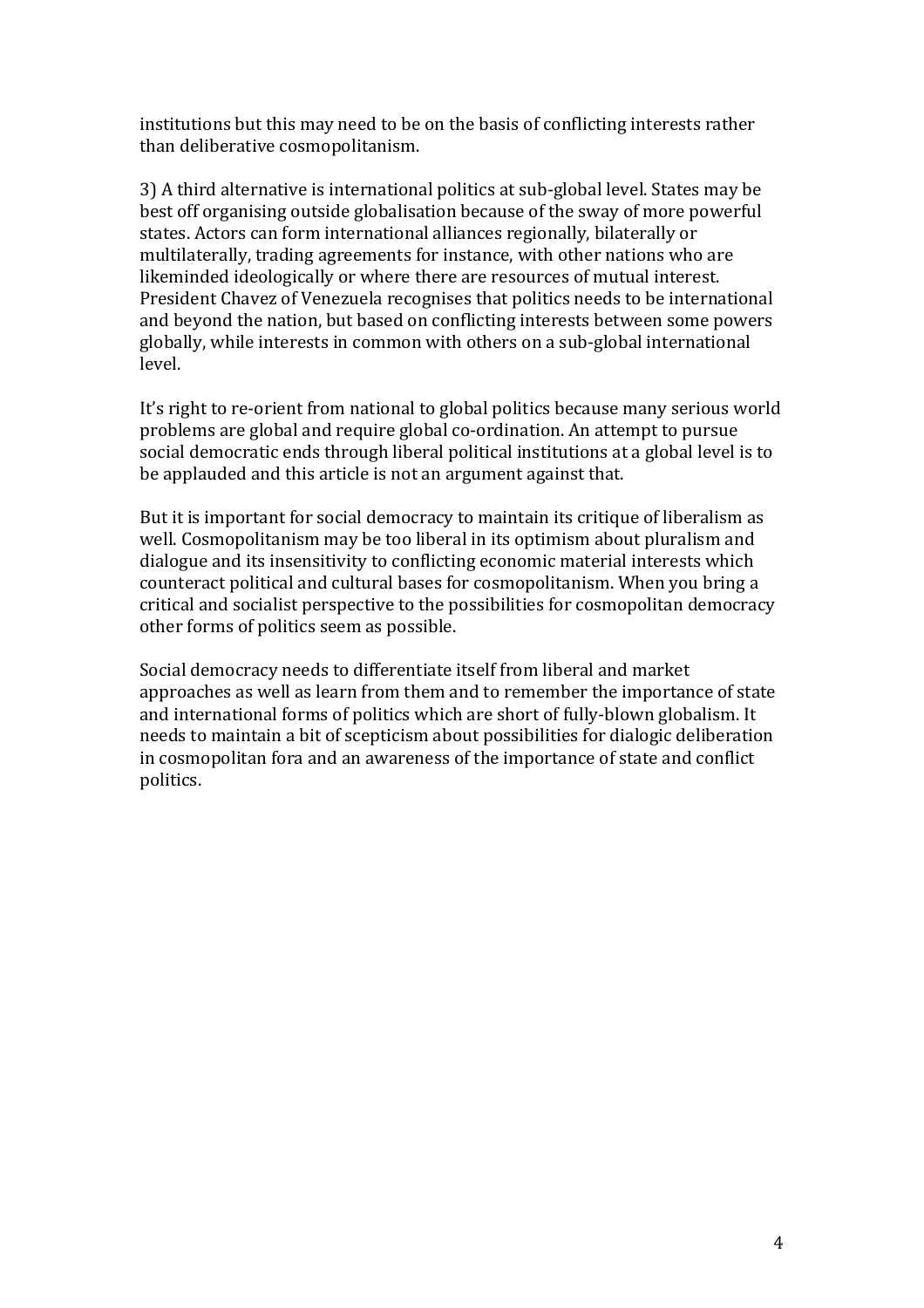institutions but this may need to be on the basis of conflicting interests rather than deliberative cosmopolitanism.

3) A third alternative is international politics at sub-global level. States may be best off organising outside globalisation because of the sway of more powerful states. Actors can form international alliances regionally, bilaterally or multilaterally, trading agreements for instance, with other nations who are likeminded ideologically or where there are resources of mutual interest. President Chavez of Venezuela recognises that politics needs to be international and beyond the nation, but based on conflicting interests between some powers globally, while interests in common with others on a sub-global international level.

It's right to re-orient from national to global politics because many serious world problems are global and require global co-ordination. An attempt to pursue social democratic ends through liberal political institutions at a global level is to be applauded and this article is not an argument against that.

But it is important for social democracy to maintain its critique of liberalism as well. Cosmopolitanism may be too liberal in its optimism about pluralism and dialogue and its insensitivity to conflicting economic material interests which counteract political and cultural bases for cosmopolitanism. When you bring a critical and socialist perspective to the possibilities for cosmopolitan democracy other forms of politics seem as possible.

Social democracy needs to differentiate itself from liberal and market approaches as well as learn from them and to remember the importance of state and international forms of politics which are short of fully-blown globalism. It needs to maintain a bit of scepticism about possibilities for dialogic deliberation in cosmopolitan fora and an awareness of the importance of state and conflict politics.